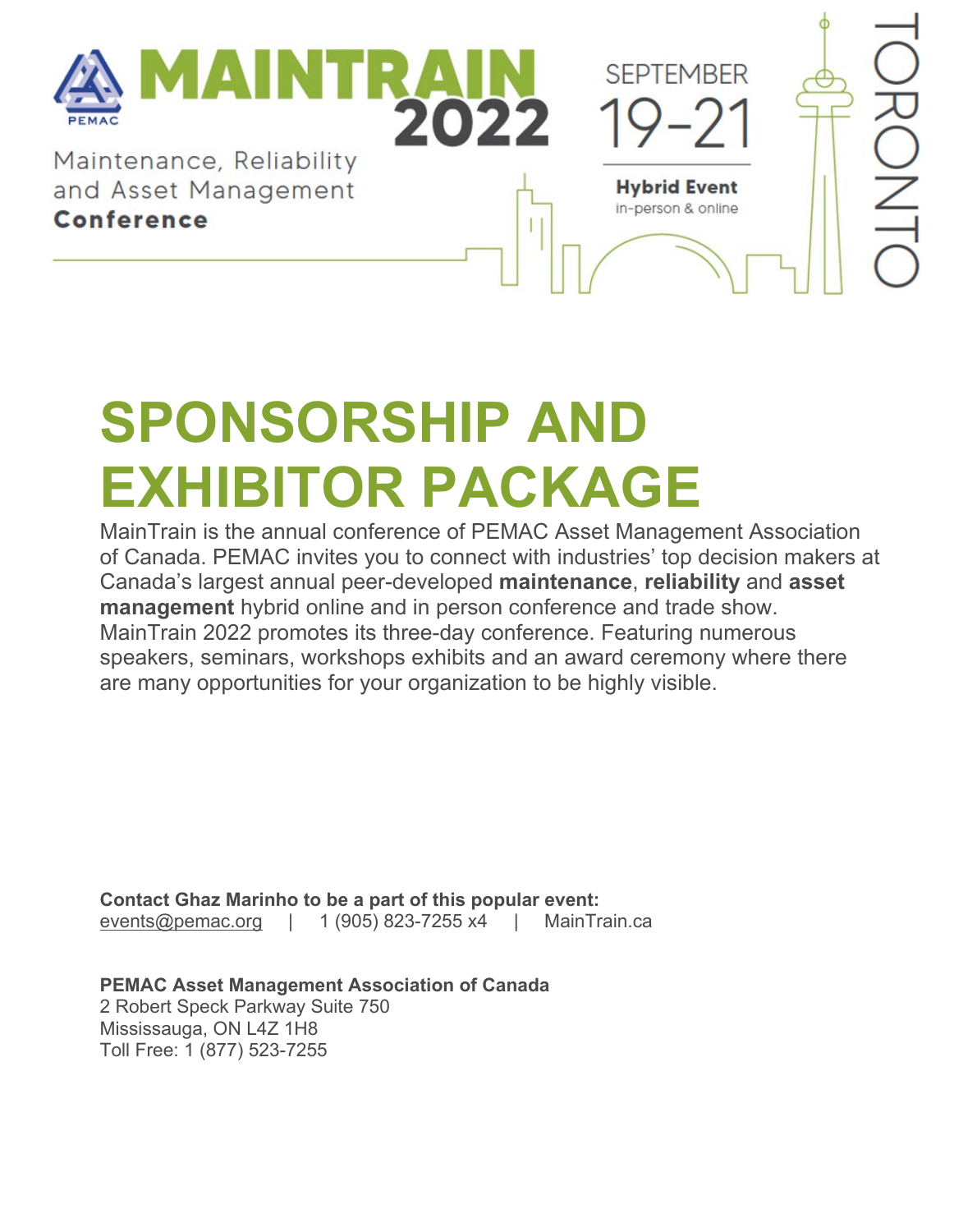# MAINTRAIN 2022

Maintenance, Reliability and Asset Management **Conference**

SEPTEMBER 19-21

**Hybrid Event**
in-person & online

TORONTO

# SPONSORSHIP AND EXHIBITOR PACKAGE

MainTrain is the annual conference of PEMAC Asset Management Association of Canada. PEMAC invites you to connect with industries' top decision makers at Canada's largest annual peer-developed **maintenance**, **reliability** and **asset management** hybrid online and in person conference and trade show. MainTrain 2022 promotes its three-day conference. Featuring numerous speakers, seminars, workshops exhibits and an award ceremony where there are many opportunities for your organization to be highly visible.

**Contact Ghaz Marinho to be a part of this popular event:**
events@pemac.org | 1 (905) 823-7255 x4 | MainTrain.ca

**PEMAC Asset Management Association of Canada**
2 Robert Speck Parkway Suite 750
Mississauga, ON L4Z 1H8
Toll Free: 1 (877) 523-7255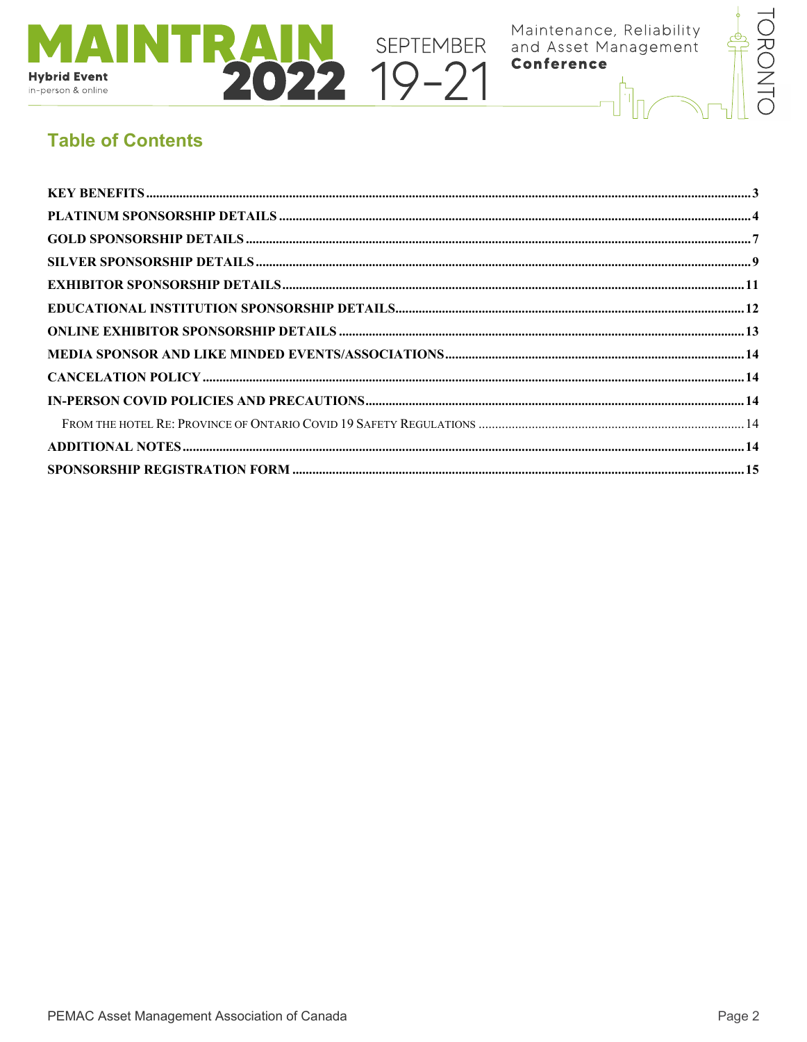## Table of Contents

KEY BENEFITS .....3
PLATINUM SPONSORSHIP DETAILS .....4
GOLD SPONSORSHIP DETAILS .....7
SILVER SPONSORSHIP DETAILS .....9
EXHIBITOR SPONSORSHIP DETAILS .....11
EDUCATIONAL INSTITUTION SPONSORSHIP DETAILS .....12
ONLINE EXHIBITOR SPONSORSHIP DETAILS .....13
MEDIA SPONSOR AND LIKE MINDED EVENTS/ASSOCIATIONS .....14
CANCELATION POLICY .....14
IN-PERSON COVID POLICIES AND PRECAUTIONS .....14
- From the hotel Re: Province of Ontario Covid 19 Safety Regulations .....14

ADDITIONAL NOTES .....14
SPONSORSHIP REGISTRATION FORM .....15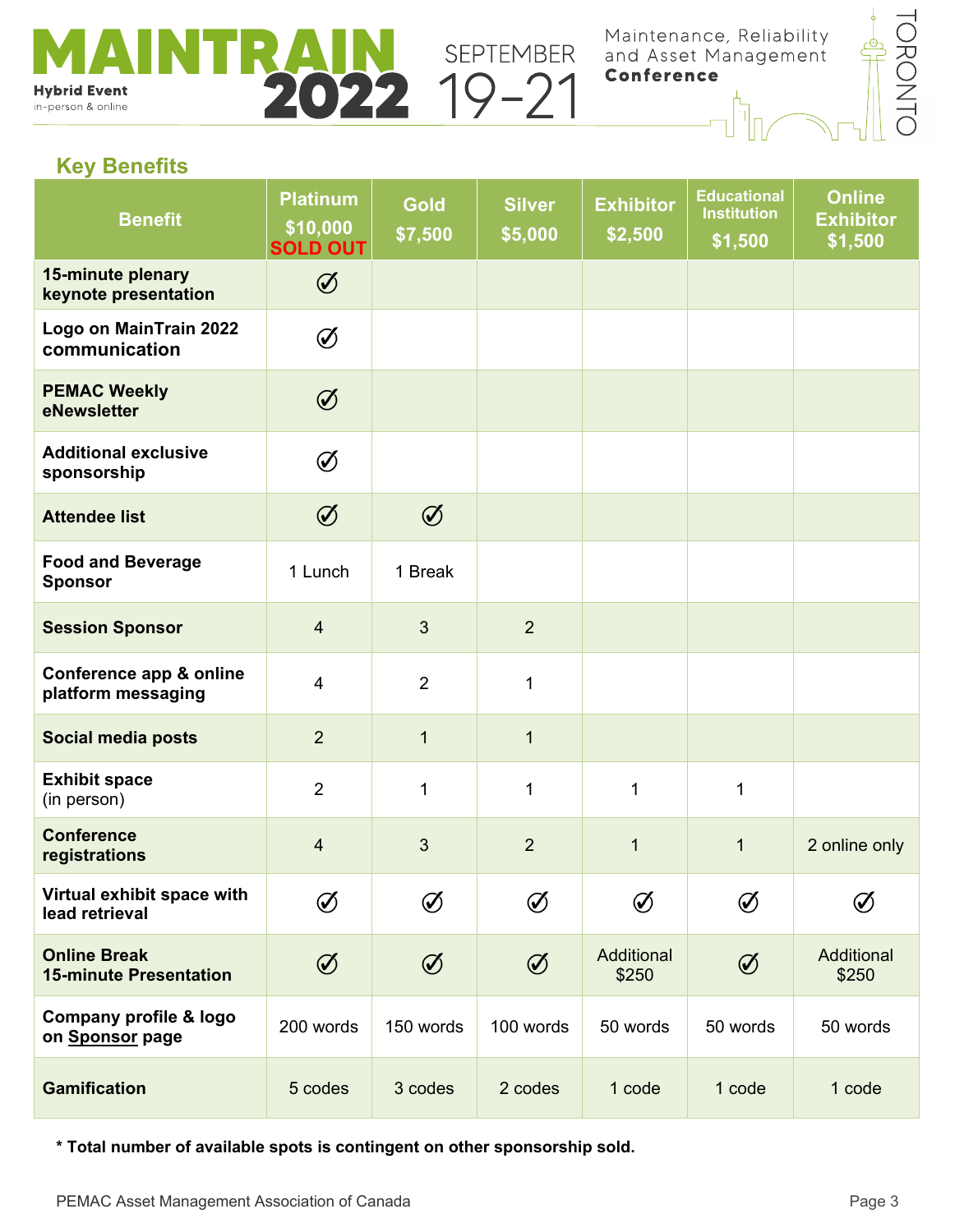MAINTRAIN 2022 Hybrid Event in-person & online

SEPTEMBER 19-21

Maintenance, Reliability and Asset Management **Conference**

TORONTO

## Key Benefits

| Benefit | Platinum $10,000 SOLD OUT | Gold $7,500 | Silver $5,000 | Exhibitor $2,500 | Educational Institution $1,500 | Online Exhibitor $1,500 |
|---|---|---|---|---|---|---|
| **15-minute plenary keynote presentation** | ✓ | | | | | |
| **Logo on MainTrain 2022 communication** | ✓ | | | | | |
| **PEMAC Weekly eNewsletter** | ✓ | | | | | |
| **Additional exclusive sponsorship** | ✓ | | | | | |
| **Attendee list** | ✓ | ✓ | | | | |
| **Food and Beverage Sponsor** | 1 Lunch | 1 Break | | | | |
| **Session Sponsor** | 4 | 3 | 2 | | | |
| **Conference app & online platform messaging** | 4 | 2 | 1 | | | |
| **Social media posts** | 2 | 1 | 1 | | | |
| **Exhibit space** (in person) | 2 | 1 | 1 | 1 | 1 | |
| **Conference registrations** | 4 | 3 | 2 | 1 | 1 | 2 online only |
| **Virtual exhibit space with lead retrieval** | ✓ | ✓ | ✓ | ✓ | ✓ | ✓ |
| **Online Break 15-minute Presentation** | ✓ | ✓ | ✓ | Additional $250 | ✓ | Additional $250 |
| **Company profile & logo on Sponsor page** | 200 words | 150 words | 100 words | 50 words | 50 words | 50 words |
| **Gamification** | 5 codes | 3 codes | 2 codes | 1 code | 1 code | 1 code |

**\* Total number of available spots is contingent on other sponsorship sold.**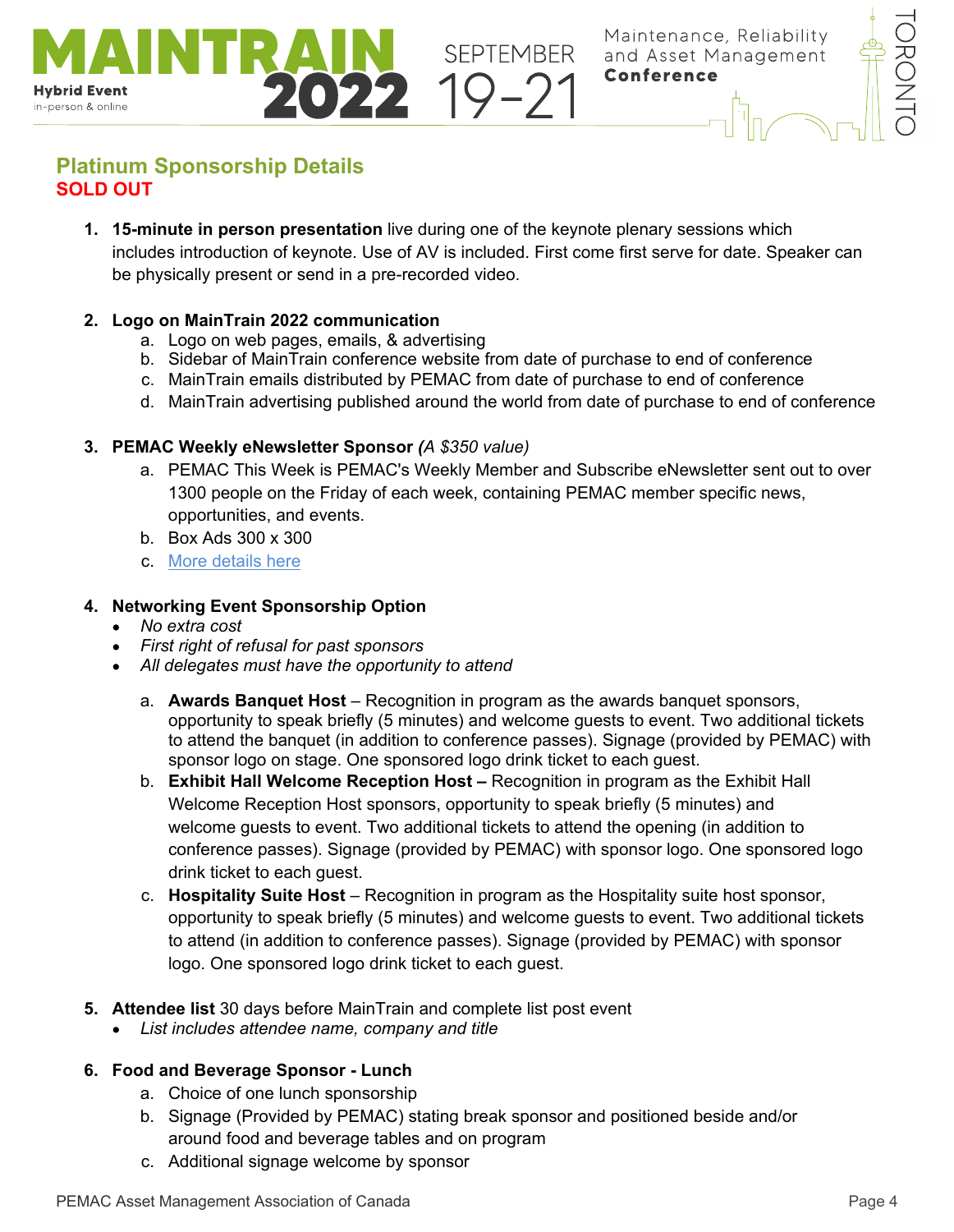## Platinum Sponsorship Details
**SOLD OUT**

1. **15-minute in person presentation** live during one of the keynote plenary sessions which includes introduction of keynote. Use of AV is included. First come first serve for date. Speaker can be physically present or send in a pre-recorded video.

2. **Logo on MainTrain 2022 communication**
   a. Logo on web pages, emails, & advertising
   b. Sidebar of MainTrain conference website from date of purchase to end of conference
   c. MainTrain emails distributed by PEMAC from date of purchase to end of conference
   d. MainTrain advertising published around the world from date of purchase to end of conference

3. **PEMAC Weekly eNewsletter Sponsor** *(A $350 value)*
   a. PEMAC This Week is PEMAC's Weekly Member and Subscribe eNewsletter sent out to over 1300 people on the Friday of each week, containing PEMAC member specific news, opportunities, and events.
   b. Box Ads 300 x 300
   c. More details here

4. **Networking Event Sponsorship Option**
   - *No extra cost*
   - *First right of refusal for past sponsors*
   - *All delegates must have the opportunity to attend*

   a. **Awards Banquet Host** – Recognition in program as the awards banquet sponsors, opportunity to speak briefly (5 minutes) and welcome guests to event. Two additional tickets to attend the banquet (in addition to conference passes). Signage (provided by PEMAC) with sponsor logo on stage. One sponsored logo drink ticket to each guest.
   b. **Exhibit Hall Welcome Reception Host –** Recognition in program as the Exhibit Hall Welcome Reception Host sponsors, opportunity to speak briefly (5 minutes) and welcome guests to event. Two additional tickets to attend the opening (in addition to conference passes). Signage (provided by PEMAC) with sponsor logo. One sponsored logo drink ticket to each guest.
   c. **Hospitality Suite Host** – Recognition in program as the Hospitality suite host sponsor, opportunity to speak briefly (5 minutes) and welcome guests to event. Two additional tickets to attend (in addition to conference passes). Signage (provided by PEMAC) with sponsor logo. One sponsored logo drink ticket to each guest.

5. **Attendee list** 30 days before MainTrain and complete list post event
   - *List includes attendee name, company and title*

6. **Food and Beverage Sponsor - Lunch**
   a. Choice of one lunch sponsorship
   b. Signage (Provided by PEMAC) stating break sponsor and positioned beside and/or around food and beverage tables and on program
   c. Additional signage welcome by sponsor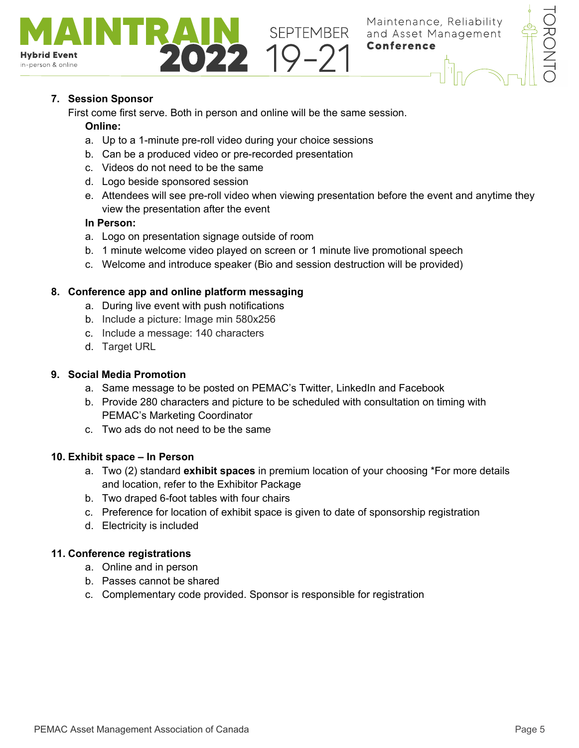7. **Session Sponsor**

   First come first serve. Both in person and online will be the same session.

   **Online:**

   a. Up to a 1-minute pre-roll video during your choice sessions
   b. Can be a produced video or pre-recorded presentation
   c. Videos do not need to be the same
   d. Logo beside sponsored session
   e. Attendees will see pre-roll video when viewing presentation before the event and anytime they view the presentation after the event

   **In Person:**

   a. Logo on presentation signage outside of room
   b. 1 minute welcome video played on screen or 1 minute live promotional speech
   c. Welcome and introduce speaker (Bio and session destruction will be provided)

8. **Conference app and online platform messaging**

   a. During live event with push notifications
   b. Include a picture: Image min 580x256
   c. Include a message: 140 characters
   d. Target URL

9. **Social Media Promotion**

   a. Same message to be posted on PEMAC's Twitter, LinkedIn and Facebook
   b. Provide 280 characters and picture to be scheduled with consultation on timing with PEMAC's Marketing Coordinator
   c. Two ads do not need to be the same

10. **Exhibit space – In Person**

    a. Two (2) standard **exhibit spaces** in premium location of your choosing *For more details and location, refer to the Exhibitor Package
    b. Two draped 6-foot tables with four chairs
    c. Preference for location of exhibit space is given to date of sponsorship registration
    d. Electricity is included

11. **Conference registrations**

    a. Online and in person
    b. Passes cannot be shared
    c. Complementary code provided. Sponsor is responsible for registration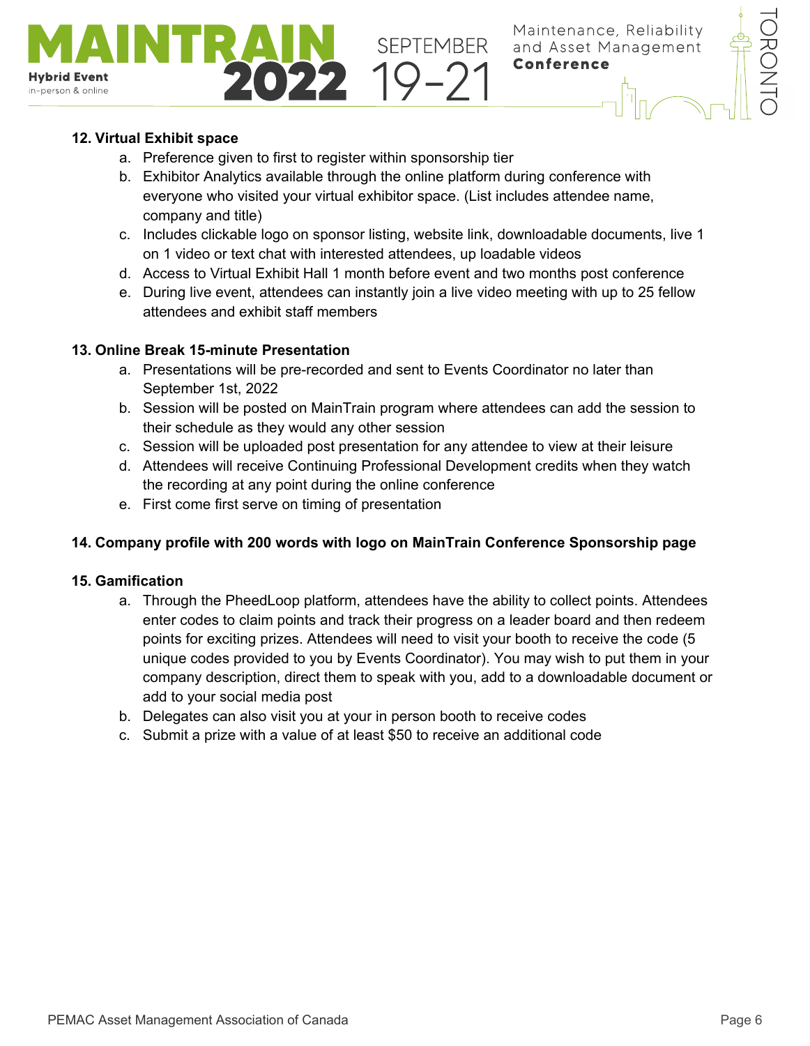**12. Virtual Exhibit space**

a. Preference given to first to register within sponsorship tier
b. Exhibitor Analytics available through the online platform during conference with everyone who visited your virtual exhibitor space. (List includes attendee name, company and title)
c. Includes clickable logo on sponsor listing, website link, downloadable documents, live 1 on 1 video or text chat with interested attendees, up loadable videos
d. Access to Virtual Exhibit Hall 1 month before event and two months post conference
e. During live event, attendees can instantly join a live video meeting with up to 25 fellow attendees and exhibit staff members

**13. Online Break 15-minute Presentation**

a. Presentations will be pre-recorded and sent to Events Coordinator no later than September 1st, 2022
b. Session will be posted on MainTrain program where attendees can add the session to their schedule as they would any other session
c. Session will be uploaded post presentation for any attendee to view at their leisure
d. Attendees will receive Continuing Professional Development credits when they watch the recording at any point during the online conference
e. First come first serve on timing of presentation

**14. Company profile with 200 words with logo on MainTrain Conference Sponsorship page**

**15. Gamification**

a. Through the PheedLoop platform, attendees have the ability to collect points. Attendees enter codes to claim points and track their progress on a leader board and then redeem points for exciting prizes. Attendees will need to visit your booth to receive the code (5 unique codes provided to you by Events Coordinator). You may wish to put them in your company description, direct them to speak with you, add to a downloadable document or add to your social media post
b. Delegates can also visit you at your in person booth to receive codes
c. Submit a prize with a value of at least $50 to receive an additional code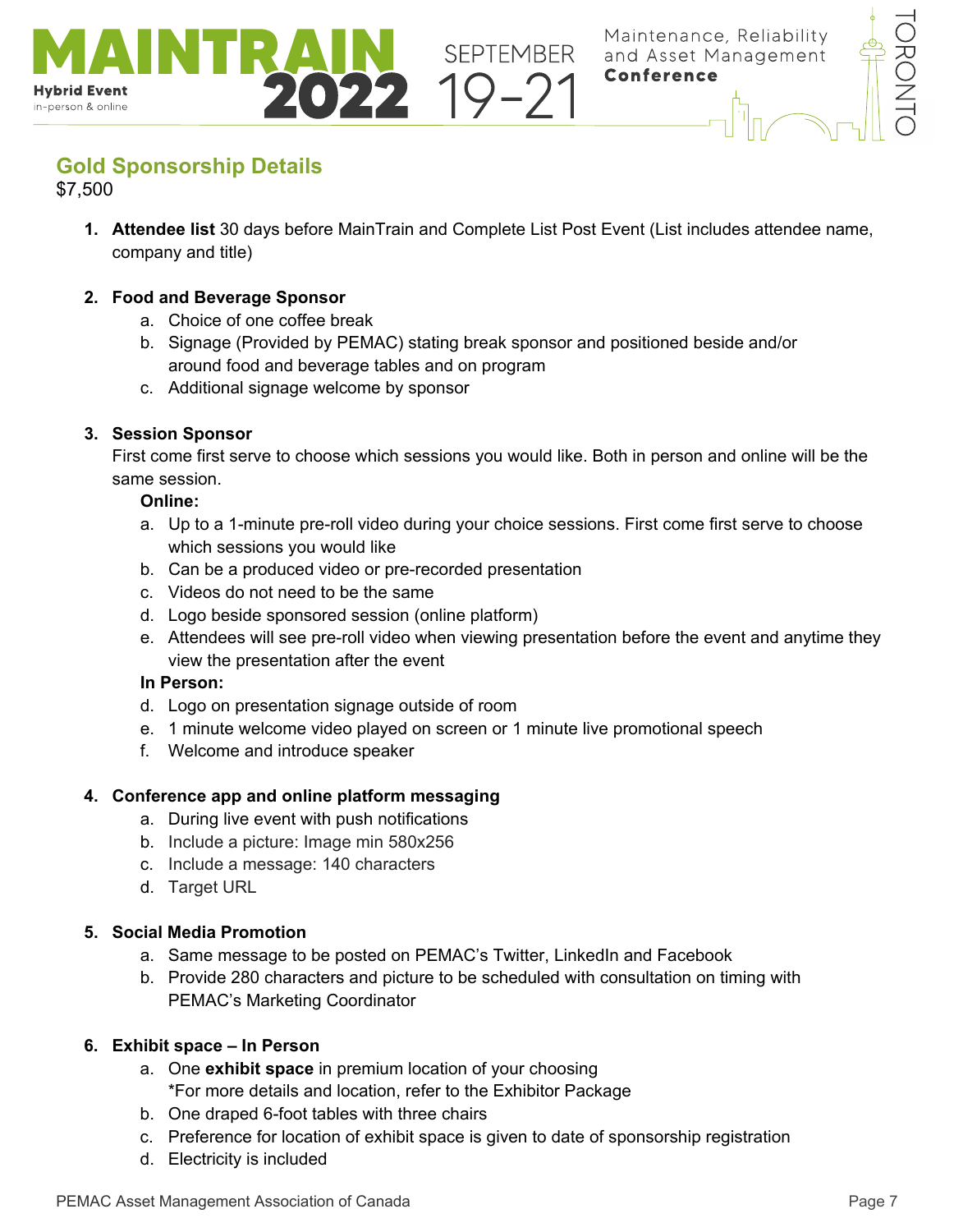## Gold Sponsorship Details

$7,500

1. **Attendee list** 30 days before MainTrain and Complete List Post Event (List includes attendee name, company and title)

2. **Food and Beverage Sponsor**
   a. Choice of one coffee break
   b. Signage (Provided by PEMAC) stating break sponsor and positioned beside and/or around food and beverage tables and on program
   c. Additional signage welcome by sponsor

3. **Session Sponsor**
   First come first serve to choose which sessions you would like. Both in person and online will be the same session.
   **Online:**
   a. Up to a 1-minute pre-roll video during your choice sessions. First come first serve to choose which sessions you would like
   b. Can be a produced video or pre-recorded presentation
   c. Videos do not need to be the same
   d. Logo beside sponsored session (online platform)
   e. Attendees will see pre-roll video when viewing presentation before the event and anytime they view the presentation after the event
   **In Person:**
   d. Logo on presentation signage outside of room
   e. 1 minute welcome video played on screen or 1 minute live promotional speech
   f. Welcome and introduce speaker

4. **Conference app and online platform messaging**
   a. During live event with push notifications
   b. Include a picture: Image min 580x256
   c. Include a message: 140 characters
   d. Target URL

5. **Social Media Promotion**
   a. Same message to be posted on PEMAC's Twitter, LinkedIn and Facebook
   b. Provide 280 characters and picture to be scheduled with consultation on timing with PEMAC's Marketing Coordinator

6. **Exhibit space – In Person**
   a. One **exhibit space** in premium location of your choosing
      *For more details and location, refer to the Exhibitor Package
   b. One draped 6-foot tables with three chairs
   c. Preference for location of exhibit space is given to date of sponsorship registration
   d. Electricity is included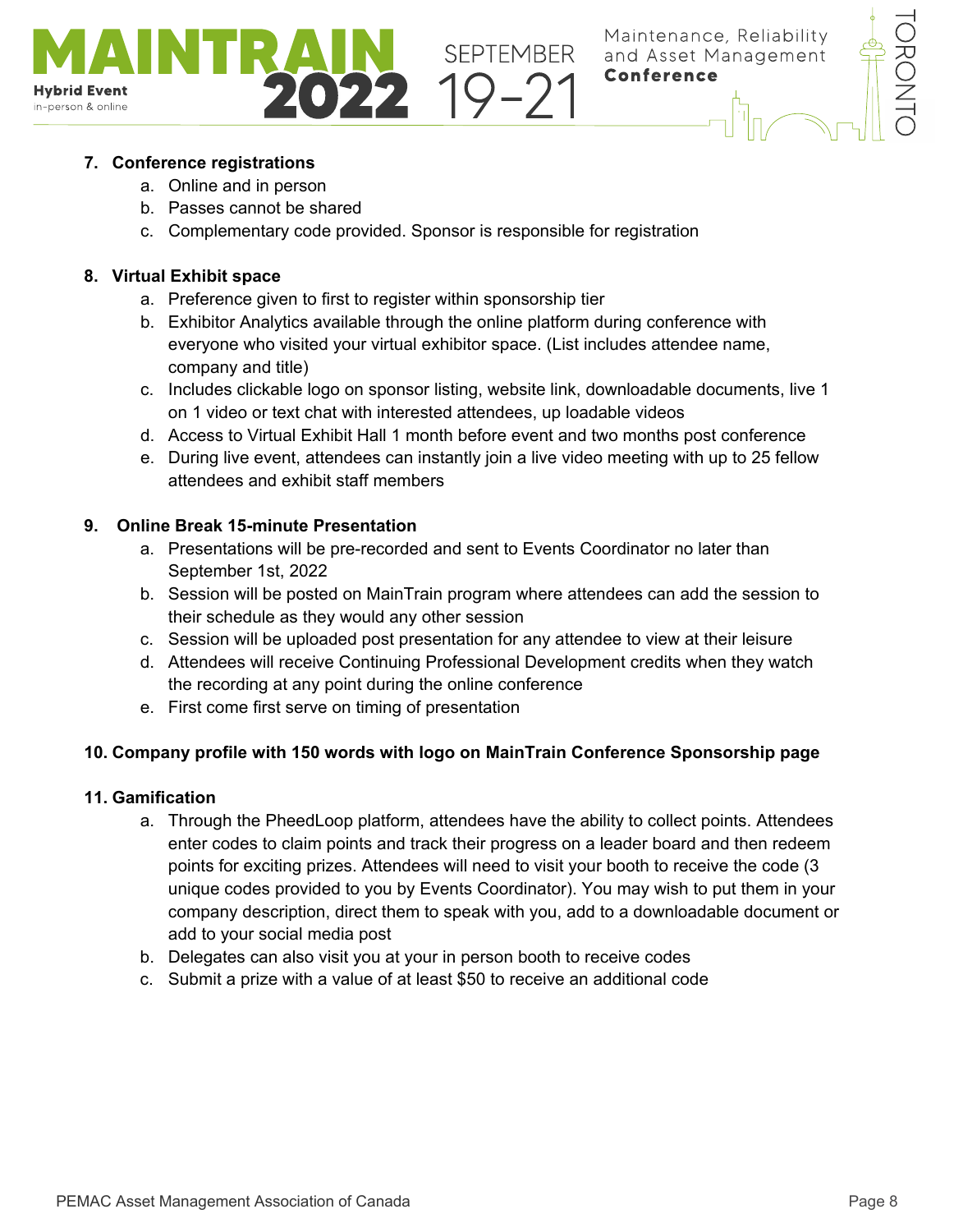7. **Conference registrations**
    a. Online and in person
    b. Passes cannot be shared
    c. Complementary code provided. Sponsor is responsible for registration

8. **Virtual Exhibit space**
    a. Preference given to first to register within sponsorship tier
    b. Exhibitor Analytics available through the online platform during conference with everyone who visited your virtual exhibitor space. (List includes attendee name, company and title)
    c. Includes clickable logo on sponsor listing, website link, downloadable documents, live 1 on 1 video or text chat with interested attendees, up loadable videos
    d. Access to Virtual Exhibit Hall 1 month before event and two months post conference
    e. During live event, attendees can instantly join a live video meeting with up to 25 fellow attendees and exhibit staff members

9. **Online Break 15-minute Presentation**
    a. Presentations will be pre-recorded and sent to Events Coordinator no later than September 1st, 2022
    b. Session will be posted on MainTrain program where attendees can add the session to their schedule as they would any other session
    c. Session will be uploaded post presentation for any attendee to view at their leisure
    d. Attendees will receive Continuing Professional Development credits when they watch the recording at any point during the online conference
    e. First come first serve on timing of presentation

10. **Company profile with 150 words with logo on MainTrain Conference Sponsorship page**

11. **Gamification**
    a. Through the PheedLoop platform, attendees have the ability to collect points. Attendees enter codes to claim points and track their progress on a leader board and then redeem points for exciting prizes. Attendees will need to visit your booth to receive the code (3 unique codes provided to you by Events Coordinator). You may wish to put them in your company description, direct them to speak with you, add to a downloadable document or add to your social media post
    b. Delegates can also visit you at your in person booth to receive codes
    c. Submit a prize with a value of at least $50 to receive an additional code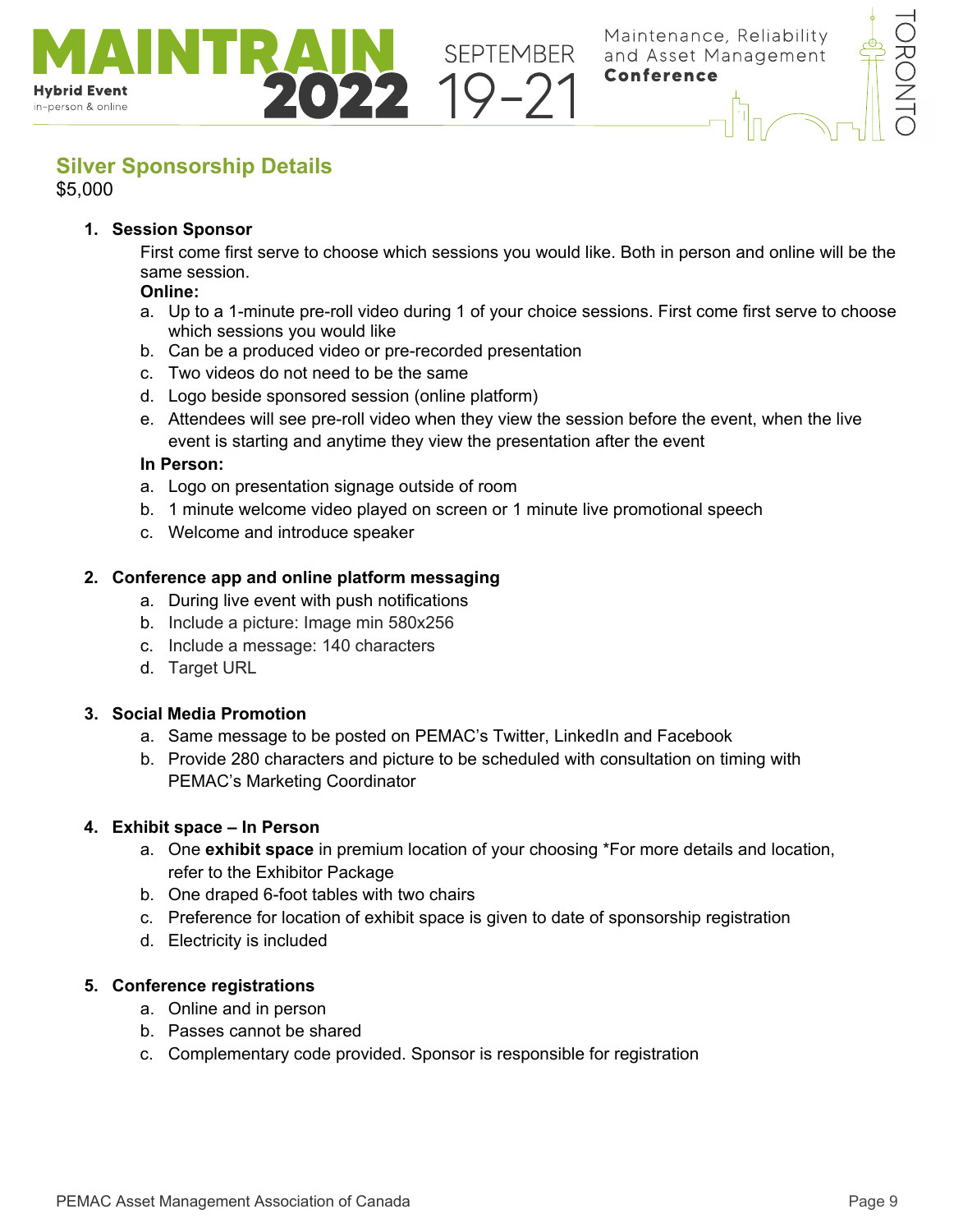## Silver Sponsorship Details

$5,000

1. **Session Sponsor**

   First come first serve to choose which sessions you would like. Both in person and online will be the same session.

   **Online:**

   a. Up to a 1-minute pre-roll video during 1 of your choice sessions. First come first serve to choose which sessions you would like
   b. Can be a produced video or pre-recorded presentation
   c. Two videos do not need to be the same
   d. Logo beside sponsored session (online platform)
   e. Attendees will see pre-roll video when they view the session before the event, when the live event is starting and anytime they view the presentation after the event

   **In Person:**

   a. Logo on presentation signage outside of room
   b. 1 minute welcome video played on screen or 1 minute live promotional speech
   c. Welcome and introduce speaker

2. **Conference app and online platform messaging**
   a. During live event with push notifications
   b. Include a picture: Image min 580x256
   c. Include a message: 140 characters
   d. Target URL

3. **Social Media Promotion**
   a. Same message to be posted on PEMAC's Twitter, LinkedIn and Facebook
   b. Provide 280 characters and picture to be scheduled with consultation on timing with PEMAC's Marketing Coordinator

4. **Exhibit space – In Person**
   a. One **exhibit space** in premium location of your choosing *For more details and location, refer to the Exhibitor Package
   b. One draped 6-foot tables with two chairs
   c. Preference for location of exhibit space is given to date of sponsorship registration
   d. Electricity is included

5. **Conference registrations**
   a. Online and in person
   b. Passes cannot be shared
   c. Complementary code provided. Sponsor is responsible for registration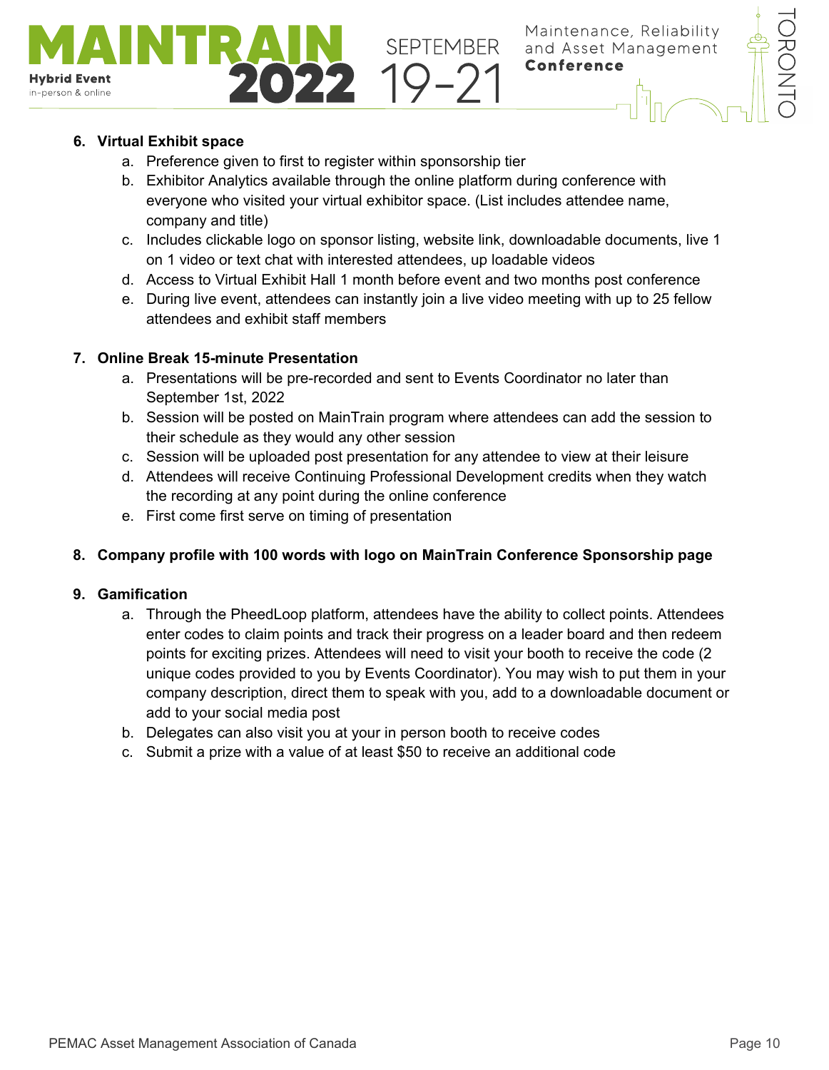6. **Virtual Exhibit space**
    a. Preference given to first to register within sponsorship tier
    b. Exhibitor Analytics available through the online platform during conference with everyone who visited your virtual exhibitor space. (List includes attendee name, company and title)
    c. Includes clickable logo on sponsor listing, website link, downloadable documents, live 1 on 1 video or text chat with interested attendees, up loadable videos
    d. Access to Virtual Exhibit Hall 1 month before event and two months post conference
    e. During live event, attendees can instantly join a live video meeting with up to 25 fellow attendees and exhibit staff members

7. **Online Break 15-minute Presentation**
    a. Presentations will be pre-recorded and sent to Events Coordinator no later than September 1st, 2022
    b. Session will be posted on MainTrain program where attendees can add the session to their schedule as they would any other session
    c. Session will be uploaded post presentation for any attendee to view at their leisure
    d. Attendees will receive Continuing Professional Development credits when they watch the recording at any point during the online conference
    e. First come first serve on timing of presentation

8. **Company profile with 100 words with logo on MainTrain Conference Sponsorship page**

9. **Gamification**
    a. Through the PheedLoop platform, attendees have the ability to collect points. Attendees enter codes to claim points and track their progress on a leader board and then redeem points for exciting prizes. Attendees will need to visit your booth to receive the code (2 unique codes provided to you by Events Coordinator). You may wish to put them in your company description, direct them to speak with you, add to a downloadable document or add to your social media post
    b. Delegates can also visit you at your in person booth to receive codes
    c. Submit a prize with a value of at least $50 to receive an additional code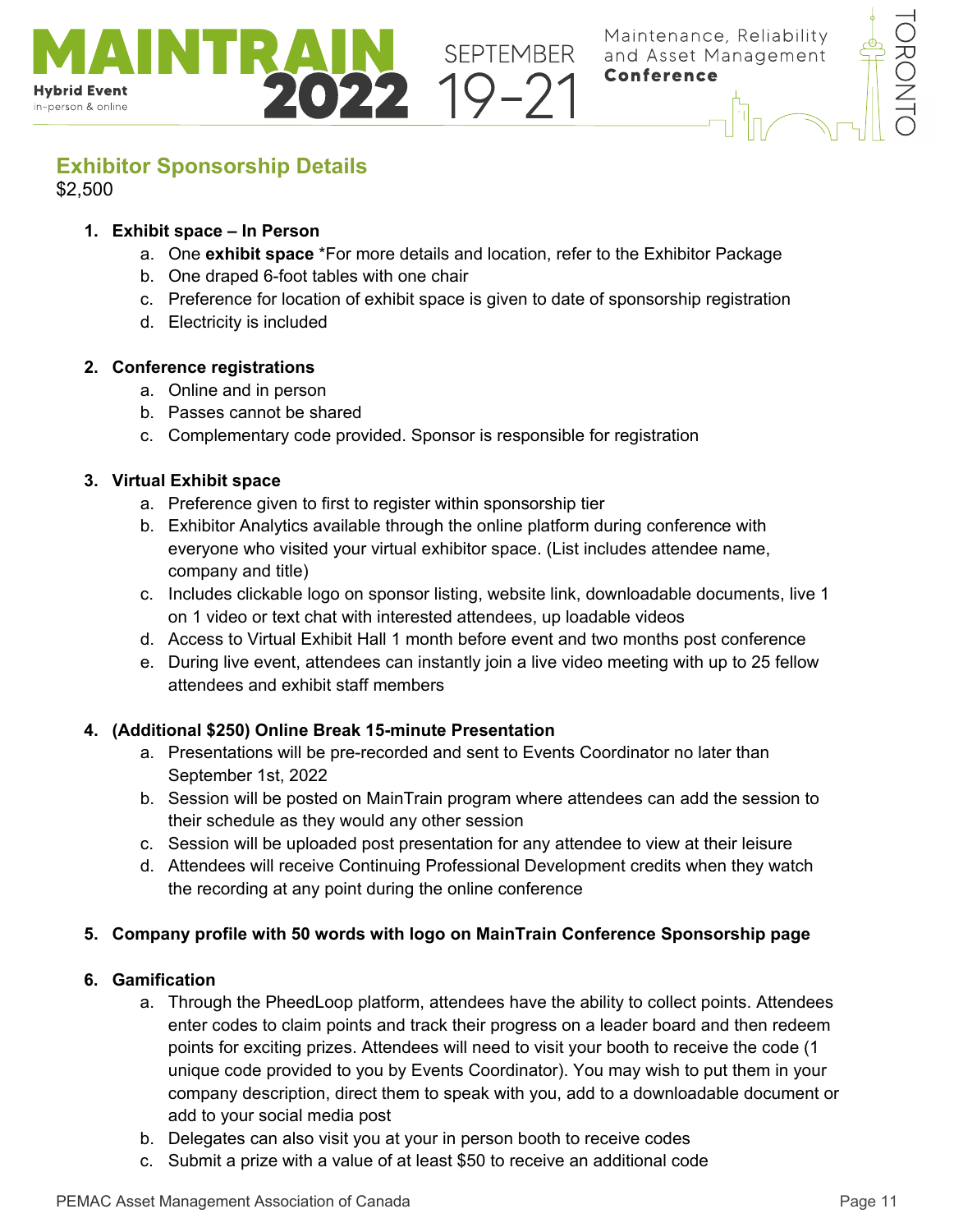## Exhibitor Sponsorship Details

$2,500

1. **Exhibit space – In Person**
   a. One **exhibit space** *For more details and location, refer to the Exhibitor Package
   b. One draped 6-foot tables with one chair
   c. Preference for location of exhibit space is given to date of sponsorship registration
   d. Electricity is included

2. **Conference registrations**
   a. Online and in person
   b. Passes cannot be shared
   c. Complementary code provided. Sponsor is responsible for registration

3. **Virtual Exhibit space**
   a. Preference given to first to register within sponsorship tier
   b. Exhibitor Analytics available through the online platform during conference with everyone who visited your virtual exhibitor space. (List includes attendee name, company and title)
   c. Includes clickable logo on sponsor listing, website link, downloadable documents, live 1 on 1 video or text chat with interested attendees, up loadable videos
   d. Access to Virtual Exhibit Hall 1 month before event and two months post conference
   e. During live event, attendees can instantly join a live video meeting with up to 25 fellow attendees and exhibit staff members

4. **(Additional $250) Online Break 15-minute Presentation**
   a. Presentations will be pre-recorded and sent to Events Coordinator no later than September 1st, 2022
   b. Session will be posted on MainTrain program where attendees can add the session to their schedule as they would any other session
   c. Session will be uploaded post presentation for any attendee to view at their leisure
   d. Attendees will receive Continuing Professional Development credits when they watch the recording at any point during the online conference

5. **Company profile with 50 words with logo on MainTrain Conference Sponsorship page**

6. **Gamification**
   a. Through the PheedLoop platform, attendees have the ability to collect points. Attendees enter codes to claim points and track their progress on a leader board and then redeem points for exciting prizes. Attendees will need to visit your booth to receive the code (1 unique code provided to you by Events Coordinator). You may wish to put them in your company description, direct them to speak with you, add to a downloadable document or add to your social media post
   b. Delegates can also visit you at your in person booth to receive codes
   c. Submit a prize with a value of at least $50 to receive an additional code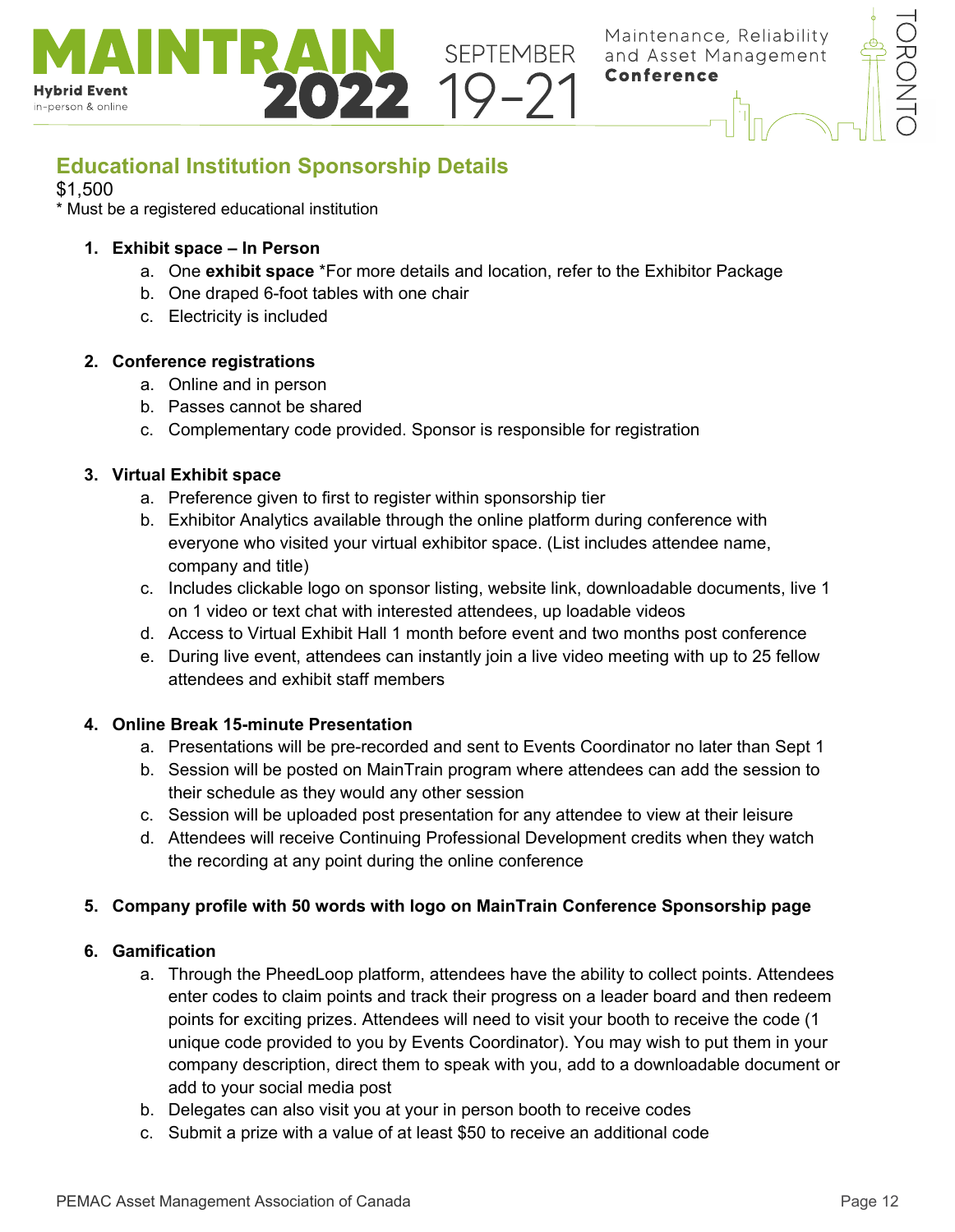## Educational Institution Sponsorship Details

$1,500
* Must be a registered educational institution

1. **Exhibit space – In Person**
   a. One **exhibit space** *For more details and location, refer to the Exhibitor Package
   b. One draped 6-foot tables with one chair
   c. Electricity is included

2. **Conference registrations**
   a. Online and in person
   b. Passes cannot be shared
   c. Complementary code provided. Sponsor is responsible for registration

3. **Virtual Exhibit space**
   a. Preference given to first to register within sponsorship tier
   b. Exhibitor Analytics available through the online platform during conference with everyone who visited your virtual exhibitor space. (List includes attendee name, company and title)
   c. Includes clickable logo on sponsor listing, website link, downloadable documents, live 1 on 1 video or text chat with interested attendees, up loadable videos
   d. Access to Virtual Exhibit Hall 1 month before event and two months post conference
   e. During live event, attendees can instantly join a live video meeting with up to 25 fellow attendees and exhibit staff members

4. **Online Break 15-minute Presentation**
   a. Presentations will be pre-recorded and sent to Events Coordinator no later than Sept 1
   b. Session will be posted on MainTrain program where attendees can add the session to their schedule as they would any other session
   c. Session will be uploaded post presentation for any attendee to view at their leisure
   d. Attendees will receive Continuing Professional Development credits when they watch the recording at any point during the online conference

5. **Company profile with 50 words with logo on MainTrain Conference Sponsorship page**

6. **Gamification**
   a. Through the PheedLoop platform, attendees have the ability to collect points. Attendees enter codes to claim points and track their progress on a leader board and then redeem points for exciting prizes. Attendees will need to visit your booth to receive the code (1 unique code provided to you by Events Coordinator). You may wish to put them in your company description, direct them to speak with you, add to a downloadable document or add to your social media post
   b. Delegates can also visit you at your in person booth to receive codes
   c. Submit a prize with a value of at least $50 to receive an additional code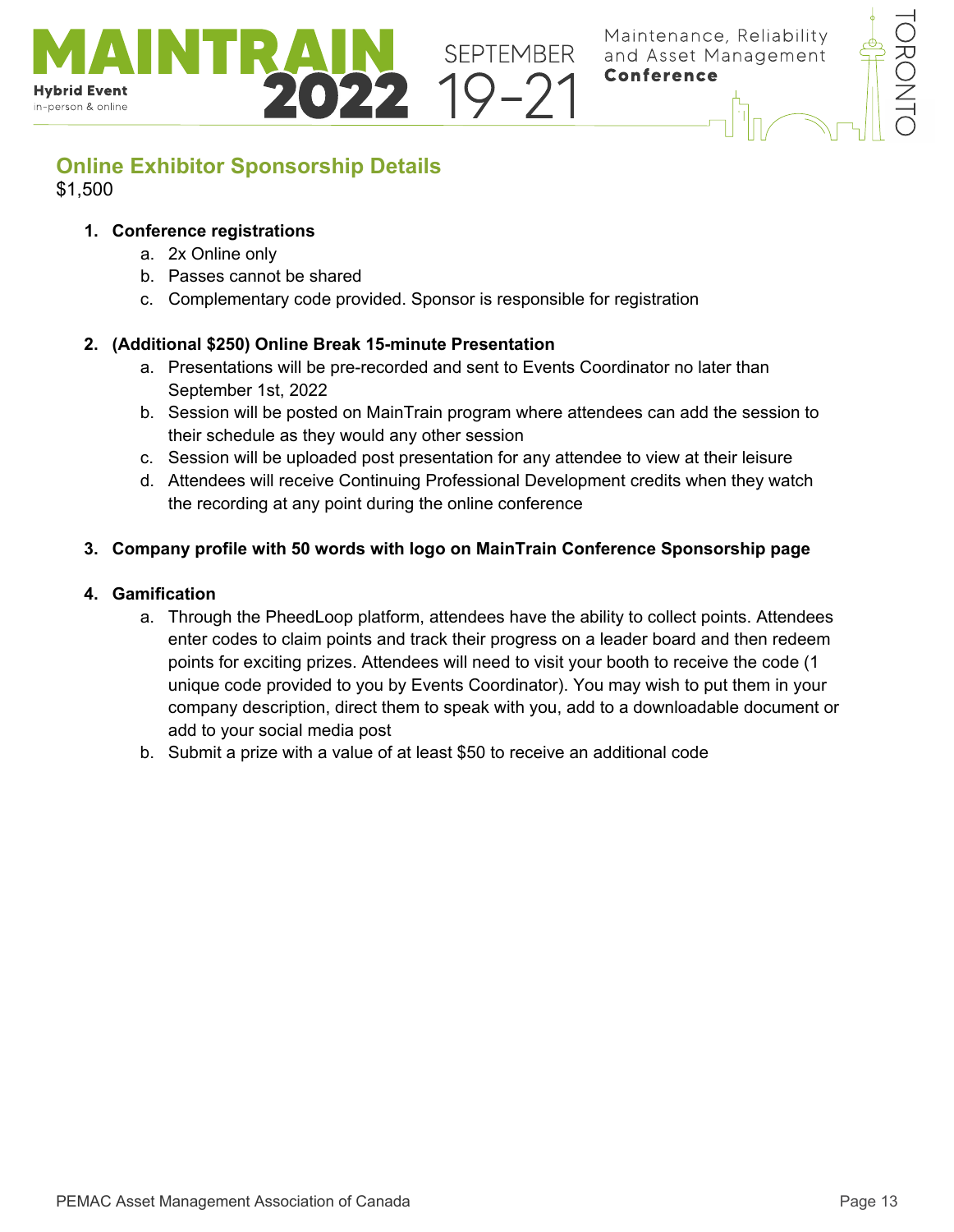## Online Exhibitor Sponsorship Details

$1,500

1. **Conference registrations**
   a. 2x Online only
   b. Passes cannot be shared
   c. Complementary code provided. Sponsor is responsible for registration

2. **(Additional $250) Online Break 15-minute Presentation**
   a. Presentations will be pre-recorded and sent to Events Coordinator no later than September 1st, 2022
   b. Session will be posted on MainTrain program where attendees can add the session to their schedule as they would any other session
   c. Session will be uploaded post presentation for any attendee to view at their leisure
   d. Attendees will receive Continuing Professional Development credits when they watch the recording at any point during the online conference

3. **Company profile with 50 words with logo on MainTrain Conference Sponsorship page**

4. **Gamification**
   a. Through the PheedLoop platform, attendees have the ability to collect points. Attendees enter codes to claim points and track their progress on a leader board and then redeem points for exciting prizes. Attendees will need to visit your booth to receive the code (1 unique code provided to you by Events Coordinator). You may wish to put them in your company description, direct them to speak with you, add to a downloadable document or add to your social media post
   b. Submit a prize with a value of at least $50 to receive an additional code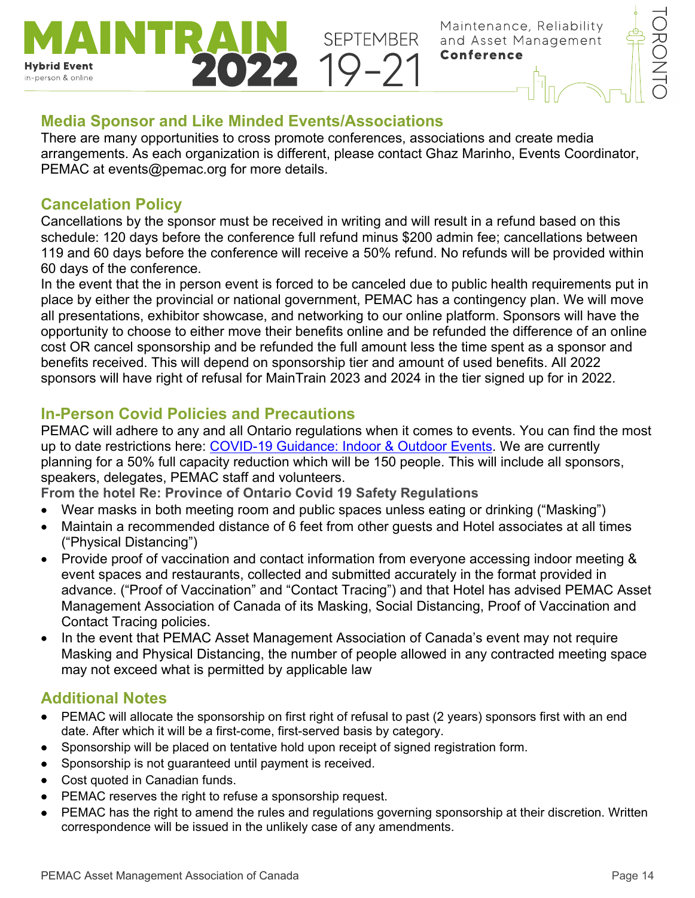## Media Sponsor and Like Minded Events/Associations

There are many opportunities to cross promote conferences, associations and create media arrangements. As each organization is different, please contact Ghaz Marinho, Events Coordinator, PEMAC at events@pemac.org for more details.

## Cancelation Policy

Cancellations by the sponsor must be received in writing and will result in a refund based on this schedule: 120 days before the conference full refund minus $200 admin fee; cancellations between 119 and 60 days before the conference will receive a 50% refund. No refunds will be provided within 60 days of the conference.

In the event that the in person event is forced to be canceled due to public health requirements put in place by either the provincial or national government, PEMAC has a contingency plan. We will move all presentations, exhibitor showcase, and networking to our online platform. Sponsors will have the opportunity to choose to either move their benefits online and be refunded the difference of an online cost OR cancel sponsorship and be refunded the full amount less the time spent as a sponsor and benefits received. This will depend on sponsorship tier and amount of used benefits. All 2022 sponsors will have right of refusal for MainTrain 2023 and 2024 in the tier signed up for in 2022.

## In-Person Covid Policies and Precautions

PEMAC will adhere to any and all Ontario regulations when it comes to events. You can find the most up to date restrictions here: [COVID-19 Guidance: Indoor & Outdoor Events](). We are currently planning for a 50% full capacity reduction which will be 150 people. This will include all sponsors, speakers, delegates, PEMAC staff and volunteers.

**From the hotel Re: Province of Ontario Covid 19 Safety Regulations**

- Wear masks in both meeting room and public spaces unless eating or drinking ("Masking")
- Maintain a recommended distance of 6 feet from other guests and Hotel associates at all times ("Physical Distancing")
- Provide proof of vaccination and contact information from everyone accessing indoor meeting & event spaces and restaurants, collected and submitted accurately in the format provided in advance. ("Proof of Vaccination" and "Contact Tracing") and that Hotel has advised PEMAC Asset Management Association of Canada of its Masking, Social Distancing, Proof of Vaccination and Contact Tracing policies.
- In the event that PEMAC Asset Management Association of Canada's event may not require Masking and Physical Distancing, the number of people allowed in any contracted meeting space may not exceed what is permitted by applicable law

## Additional Notes

- PEMAC will allocate the sponsorship on first right of refusal to past (2 years) sponsors first with an end date. After which it will be a first-come, first-served basis by category.
- Sponsorship will be placed on tentative hold upon receipt of signed registration form.
- Sponsorship is not guaranteed until payment is received.
- Cost quoted in Canadian funds.
- PEMAC reserves the right to refuse a sponsorship request.
- PEMAC has the right to amend the rules and regulations governing sponsorship at their discretion. Written correspondence will be issued in the unlikely case of any amendments.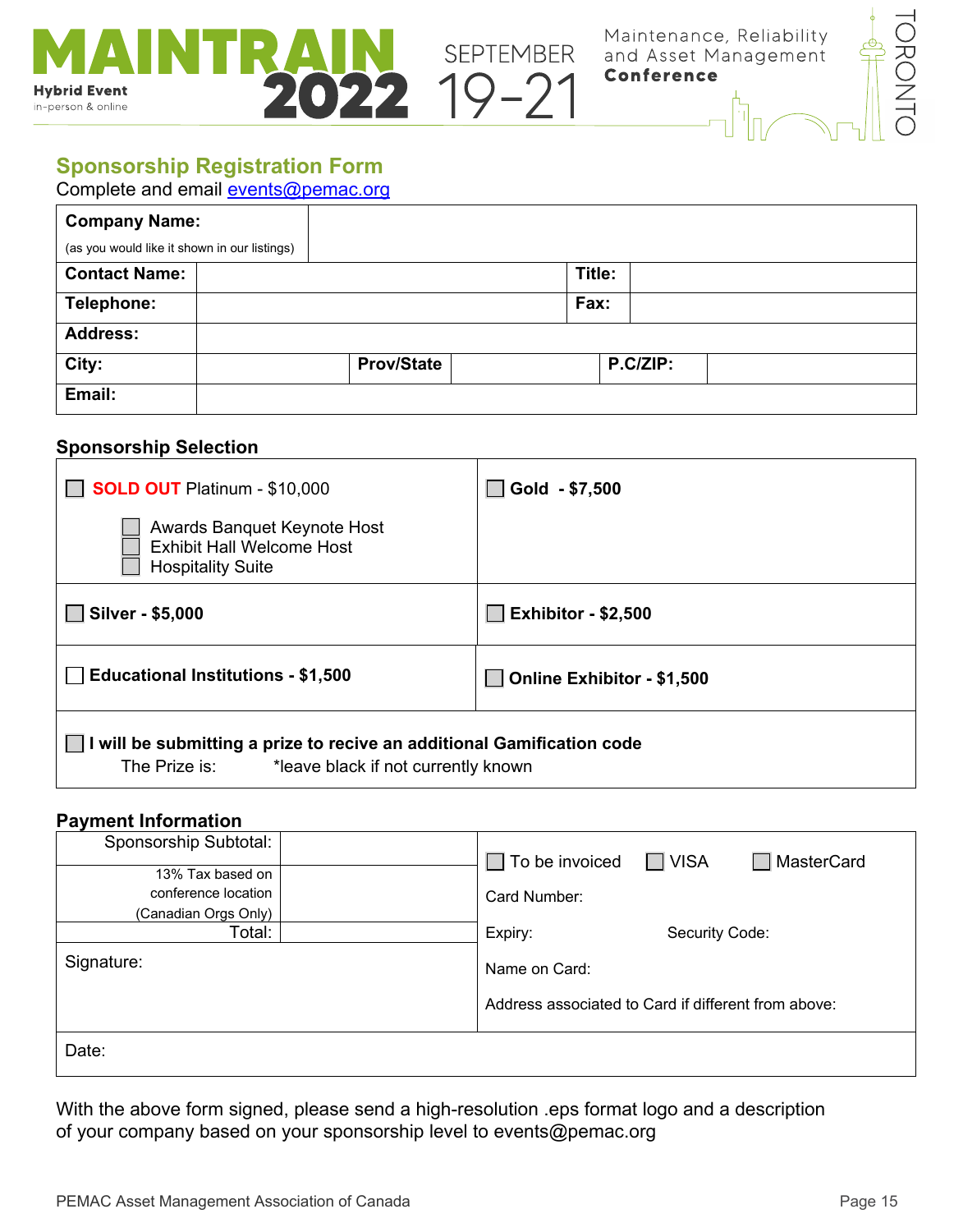MAINTRAIN 2022

Hybrid Event
in-person & online

SEPTEMBER 19-21

Maintenance, Reliability and Asset Management **Conference**

TORONTO

## Sponsorship Registration Form

Complete and email events@pemac.org

| | | | |
|---|---|---|---|
| **Company Name:** (as you would like it shown in our listings) | | | |
| **Contact Name:** | | **Title:** | |
| **Telephone:** | | **Fax:** | |
| **Address:** | | | |
| **City:** | **Prov/State** | **P.C/ZIP:** | |
| **Email:** | | | |

### Sponsorship Selection

| | |
|---|---|
| ☐ SOLD OUT Platinum - $10,000<br>☐ Awards Banquet Keynote Host<br>☐ Exhibit Hall Welcome Host<br>☐ Hospitality Suite | ☐ **Gold - $7,500** |
| ☐ **Silver - $5,000** | ☐ **Exhibitor - $2,500** |
| ☐ **Educational Institutions - $1,500** | ☐ **Online Exhibitor - $1,500** |

☐ **I will be submitting a prize to recive an additional Gamification code**
The Prize is: *leave black if not currently known

### Payment Information

| | | |
|---|---|---|
| Sponsorship Subtotal: | | ☐ To be invoiced ☐ VISA ☐ MasterCard |
| 13% Tax based on conference location (Canadian Orgs Only) | | Card Number: |
| Total: | | Expiry: Security Code: |
| Signature: | | Name on Card:<br>Address associated to Card if different from above: |
| Date: | | |

With the above form signed, please send a high-resolution .eps format logo and a description of your company based on your sponsorship level to events@pemac.org

PEMAC Asset Management Association of Canada